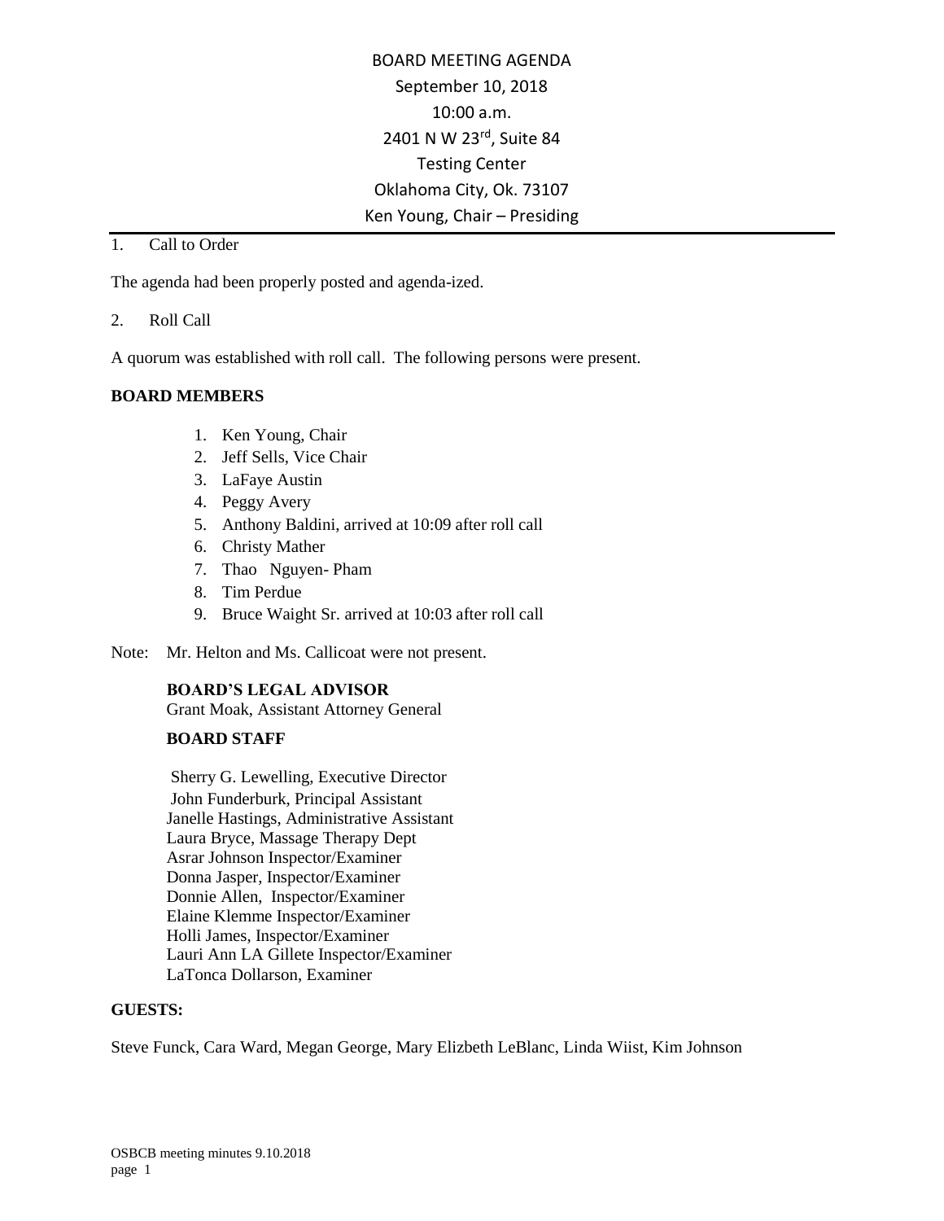# BOARD MEETING AGENDA

September 10, 2018

10:00 a.m.

2401 N W 23rd, Suite 84

Testing Center

Oklahoma City, Ok. 73107

Ken Young, Chair – Presiding

1. Call to Order

The agenda had been properly posted and agenda-ized.

2. Roll Call

A quorum was established with roll call. The following persons were present.

**BOARD MEMBERS**

1. Ken Young, Chair
2. Jeff Sells, Vice Chair
3. LaFaye Austin
4. Peggy Avery
5. Anthony Baldini, arrived at 10:09 after roll call
6. Christy Mather
7. Thao Nguyen- Pham
8. Tim Perdue
9. Bruce Waight Sr. arrived at 10:03 after roll call

Note: Mr. Helton and Ms. Callicoat were not present.

**BOARD'S LEGAL ADVISOR**

Grant Moak, Assistant Attorney General

**BOARD STAFF**

Sherry G. Lewelling, Executive Director
John Funderburk, Principal Assistant
Janelle Hastings, Administrative Assistant
Laura Bryce, Massage Therapy Dept
Asrar Johnson Inspector/Examiner
Donna Jasper, Inspector/Examiner
Donnie Allen, Inspector/Examiner
Elaine Klemme Inspector/Examiner
Holli James, Inspector/Examiner
Lauri Ann LA Gillete Inspector/Examiner
LaTonca Dollarson, Examiner

**GUESTS:**

Steve Funck, Cara Ward, Megan George, Mary Elizbeth LeBlanc, Linda Wiist, Kim Johnson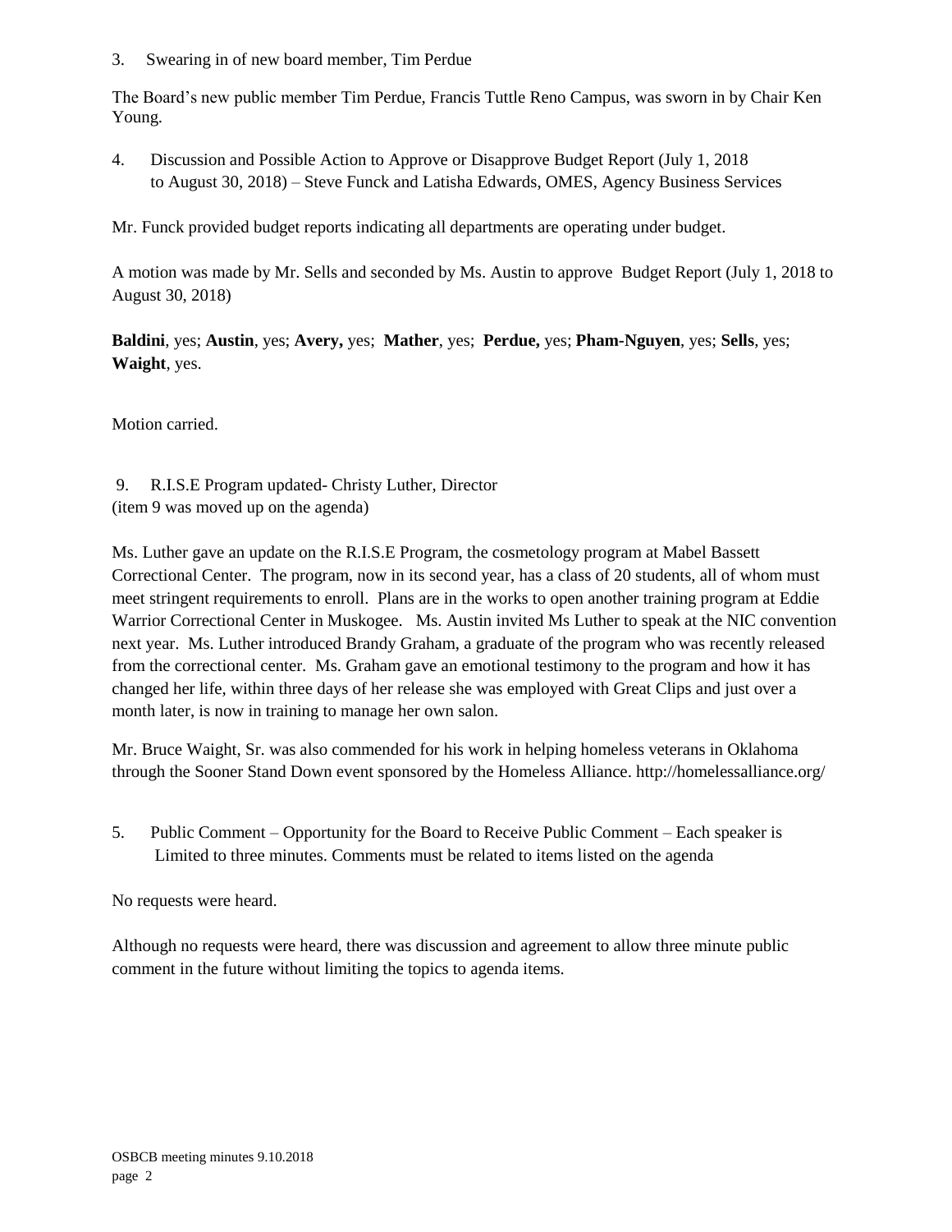3. Swearing in of new board member, Tim Perdue

The Board's new public member Tim Perdue, Francis Tuttle Reno Campus, was sworn in by Chair Ken Young.

4. Discussion and Possible Action to Approve or Disapprove Budget Report (July 1, 2018 to August 30, 2018) – Steve Funck and Latisha Edwards, OMES, Agency Business Services

Mr. Funck provided budget reports indicating all departments are operating under budget.

A motion was made by Mr. Sells and seconded by Ms. Austin to approve Budget Report (July 1, 2018 to August 30, 2018)

**Baldini**, yes; **Austin**, yes; **Avery,** yes; **Mather**, yes; **Perdue,** yes; **Pham-Nguyen**, yes; **Sells**, yes; **Waight**, yes.

Motion carried.

9. R.I.S.E Program updated- Christy Luther, Director
(item 9 was moved up on the agenda)

Ms. Luther gave an update on the R.I.S.E Program, the cosmetology program at Mabel Bassett Correctional Center. The program, now in its second year, has a class of 20 students, all of whom must meet stringent requirements to enroll. Plans are in the works to open another training program at Eddie Warrior Correctional Center in Muskogee. Ms. Austin invited Ms Luther to speak at the NIC convention next year. Ms. Luther introduced Brandy Graham, a graduate of the program who was recently released from the correctional center. Ms. Graham gave an emotional testimony to the program and how it has changed her life, within three days of her release she was employed with Great Clips and just over a month later, is now in training to manage her own salon.

Mr. Bruce Waight, Sr. was also commended for his work in helping homeless veterans in Oklahoma through the Sooner Stand Down event sponsored by the Homeless Alliance. http://homelessalliance.org/

5. Public Comment – Opportunity for the Board to Receive Public Comment – Each speaker is Limited to three minutes. Comments must be related to items listed on the agenda

No requests were heard.

Although no requests were heard, there was discussion and agreement to allow three minute public comment in the future without limiting the topics to agenda items.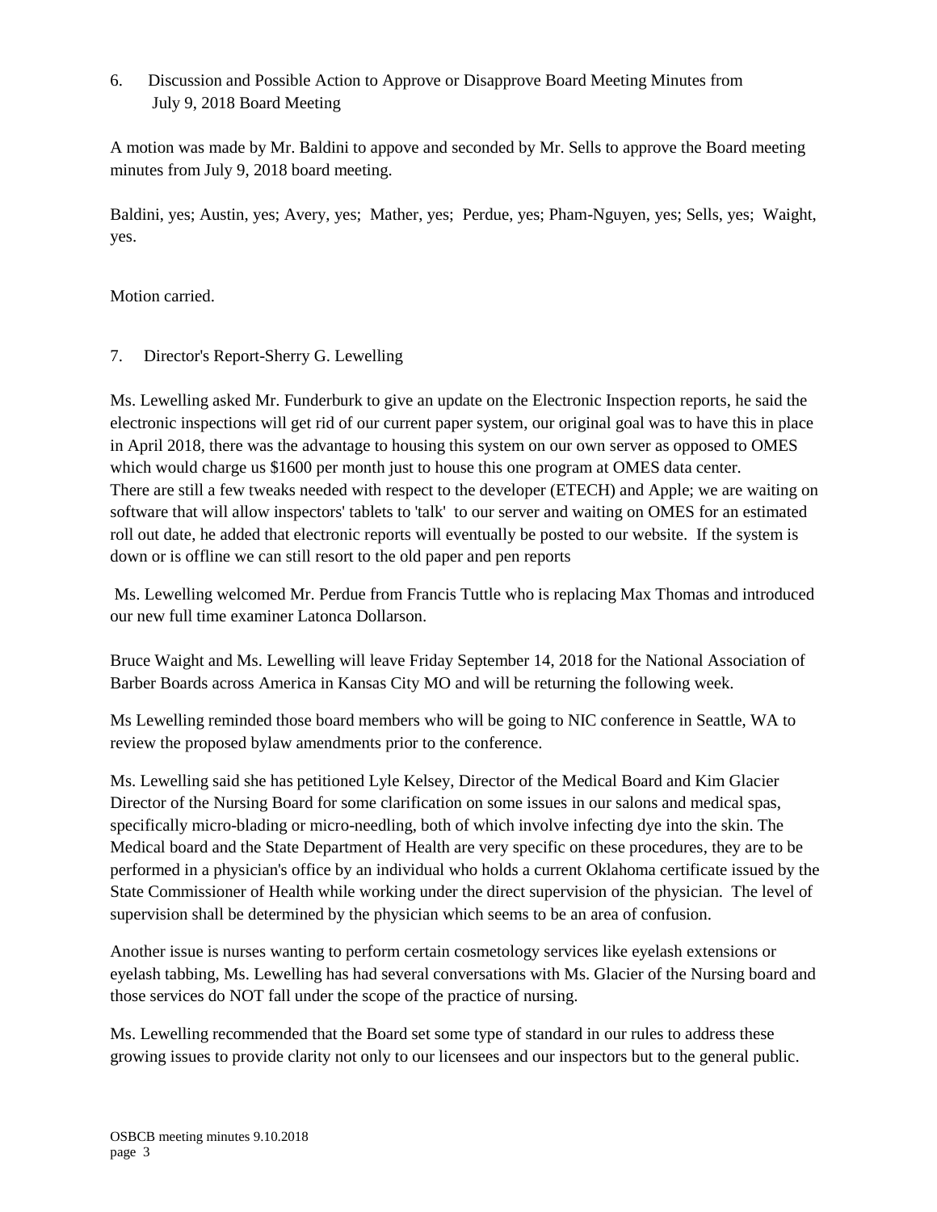6. Discussion and Possible Action to Approve or Disapprove Board Meeting Minutes from July 9, 2018 Board Meeting

A motion was made by Mr. Baldini to appove and seconded by Mr. Sells to approve the Board meeting minutes from July 9, 2018 board meeting.

Baldini, yes; Austin, yes; Avery, yes; Mather, yes; Perdue, yes; Pham-Nguyen, yes; Sells, yes; Waight, yes.

Motion carried.

7. Director's Report-Sherry G. Lewelling

Ms. Lewelling asked Mr. Funderburk to give an update on the Electronic Inspection reports, he said the electronic inspections will get rid of our current paper system, our original goal was to have this in place in April 2018, there was the advantage to housing this system on our own server as opposed to OMES which would charge us $1600 per month just to house this one program at OMES data center. There are still a few tweaks needed with respect to the developer (ETECH) and Apple; we are waiting on software that will allow inspectors' tablets to 'talk' to our server and waiting on OMES for an estimated roll out date, he added that electronic reports will eventually be posted to our website. If the system is down or is offline we can still resort to the old paper and pen reports

Ms. Lewelling welcomed Mr. Perdue from Francis Tuttle who is replacing Max Thomas and introduced our new full time examiner Latonca Dollarson.

Bruce Waight and Ms. Lewelling will leave Friday September 14, 2018 for the National Association of Barber Boards across America in Kansas City MO and will be returning the following week.

Ms Lewelling reminded those board members who will be going to NIC conference in Seattle, WA to review the proposed bylaw amendments prior to the conference.

Ms. Lewelling said she has petitioned Lyle Kelsey, Director of the Medical Board and Kim Glacier Director of the Nursing Board for some clarification on some issues in our salons and medical spas, specifically micro-blading or micro-needling, both of which involve infecting dye into the skin. The Medical board and the State Department of Health are very specific on these procedures, they are to be performed in a physician's office by an individual who holds a current Oklahoma certificate issued by the State Commissioner of Health while working under the direct supervision of the physician. The level of supervision shall be determined by the physician which seems to be an area of confusion.

Another issue is nurses wanting to perform certain cosmetology services like eyelash extensions or eyelash tabbing, Ms. Lewelling has had several conversations with Ms. Glacier of the Nursing board and those services do NOT fall under the scope of the practice of nursing.

Ms. Lewelling recommended that the Board set some type of standard in our rules to address these growing issues to provide clarity not only to our licensees and our inspectors but to the general public.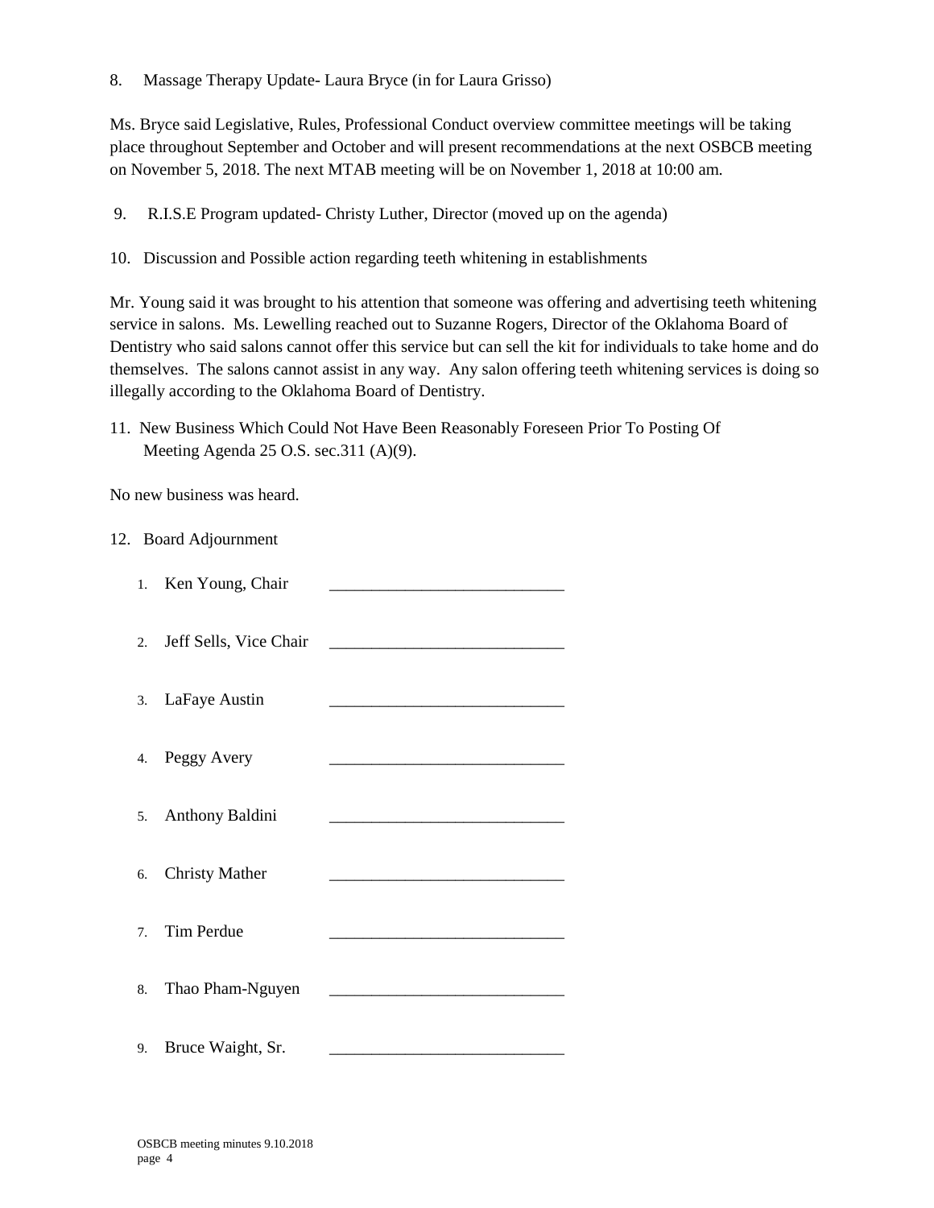8. Massage Therapy Update- Laura Bryce (in for Laura Grisso)

Ms. Bryce said Legislative, Rules, Professional Conduct overview committee meetings will be taking place throughout September and October and will present recommendations at the next OSBCB meeting on November 5, 2018. The next MTAB meeting will be on November 1, 2018 at 10:00 am.

9. R.I.S.E Program updated- Christy Luther, Director (moved up on the agenda)

10. Discussion and Possible action regarding teeth whitening in establishments

Mr. Young said it was brought to his attention that someone was offering and advertising teeth whitening service in salons. Ms. Lewelling reached out to Suzanne Rogers, Director of the Oklahoma Board of Dentistry who said salons cannot offer this service but can sell the kit for individuals to take home and do themselves. The salons cannot assist in any way. Any salon offering teeth whitening services is doing so illegally according to the Oklahoma Board of Dentistry.

11. New Business Which Could Not Have Been Reasonably Foreseen Prior To Posting Of Meeting Agenda 25 O.S. sec.311 (A)(9).

No new business was heard.

12. Board Adjournment

1. Ken Young, Chair ____________________________
2. Jeff Sells, Vice Chair ____________________________
3. LaFaye Austin ____________________________
4. Peggy Avery ____________________________
5. Anthony Baldini ____________________________
6. Christy Mather ____________________________
7. Tim Perdue ____________________________
8. Thao Pham-Nguyen ____________________________
9. Bruce Waight, Sr. ____________________________